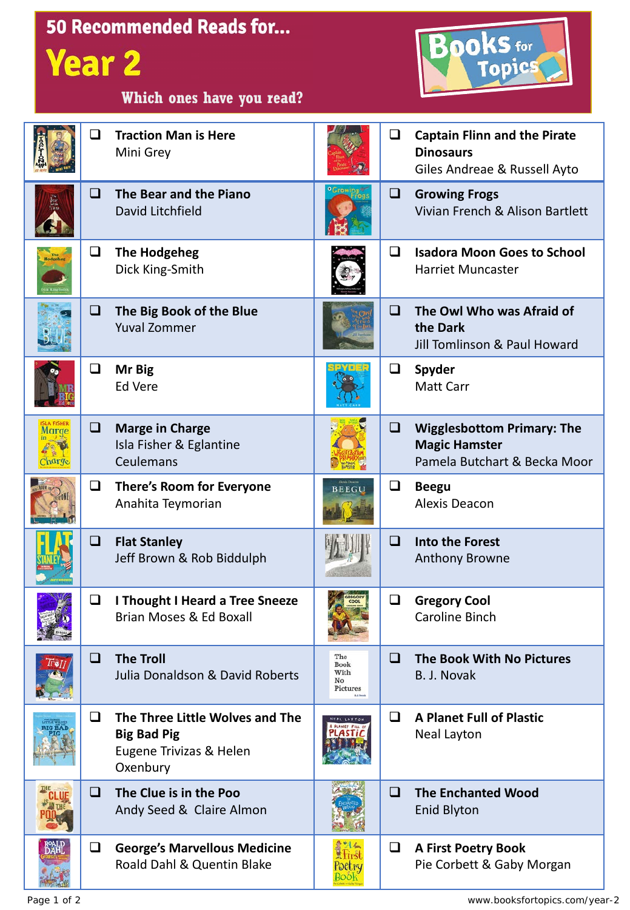# 50 Recommended Reads for... Year 2

Which ones have you read?

Books for Topics

| | Book | | Book |
|---|---|---|---|
| ❑ | **Traction Man is Here**<br>Mini Grey | ❑ | **Captain Flinn and the Pirate Dinosaurs**<br>Giles Andreae & Russell Ayto |
| ❑ | **The Bear and the Piano**<br>David Litchfield | ❑ | **Growing Frogs**<br>Vivian French & Alison Bartlett |
| ❑ | **The Hodgeheg**<br>Dick King-Smith | ❑ | **Isadora Moon Goes to School**<br>Harriet Muncaster |
| ❑ | **The Big Book of the Blue**<br>Yuval Zommer | ❑ | **The Owl Who was Afraid of the Dark**<br>Jill Tomlinson & Paul Howard |
| ❑ | **Mr Big**<br>Ed Vere | ❑ | **Spyder**<br>Matt Carr |
| ❑ | **Marge in Charge**<br>Isla Fisher & Eglantine Ceulemans | ❑ | **Wigglesbottom Primary: The Magic Hamster**<br>Pamela Butchart & Becka Moor |
| ❑ | **There's Room for Everyone**<br>Anahita Teymorian | ❑ | **Beegu**<br>Alexis Deacon |
| ❑ | **Flat Stanley**<br>Jeff Brown & Rob Biddulph | ❑ | **Into the Forest**<br>Anthony Browne |
| ❑ | **I Thought I Heard a Tree Sneeze**<br>Brian Moses & Ed Boxall | ❑ | **Gregory Cool**<br>Caroline Binch |
| ❑ | **The Troll**<br>Julia Donaldson & David Roberts | ❑ | **The Book With No Pictures**<br>B. J. Novak |
| ❑ | **The Three Little Wolves and The Big Bad Pig**<br>Eugene Trivizas & Helen Oxenbury | ❑ | **A Planet Full of Plastic**<br>Neal Layton |
| ❑ | **The Clue is in the Poo**<br>Andy Seed & Claire Almon | ❑ | **The Enchanted Wood**<br>Enid Blyton |
| ❑ | **George's Marvellous Medicine**<br>Roald Dahl & Quentin Blake | ❑ | **A First Poetry Book**<br>Pie Corbett & Gaby Morgan |

www.booksfortopics.com/year-2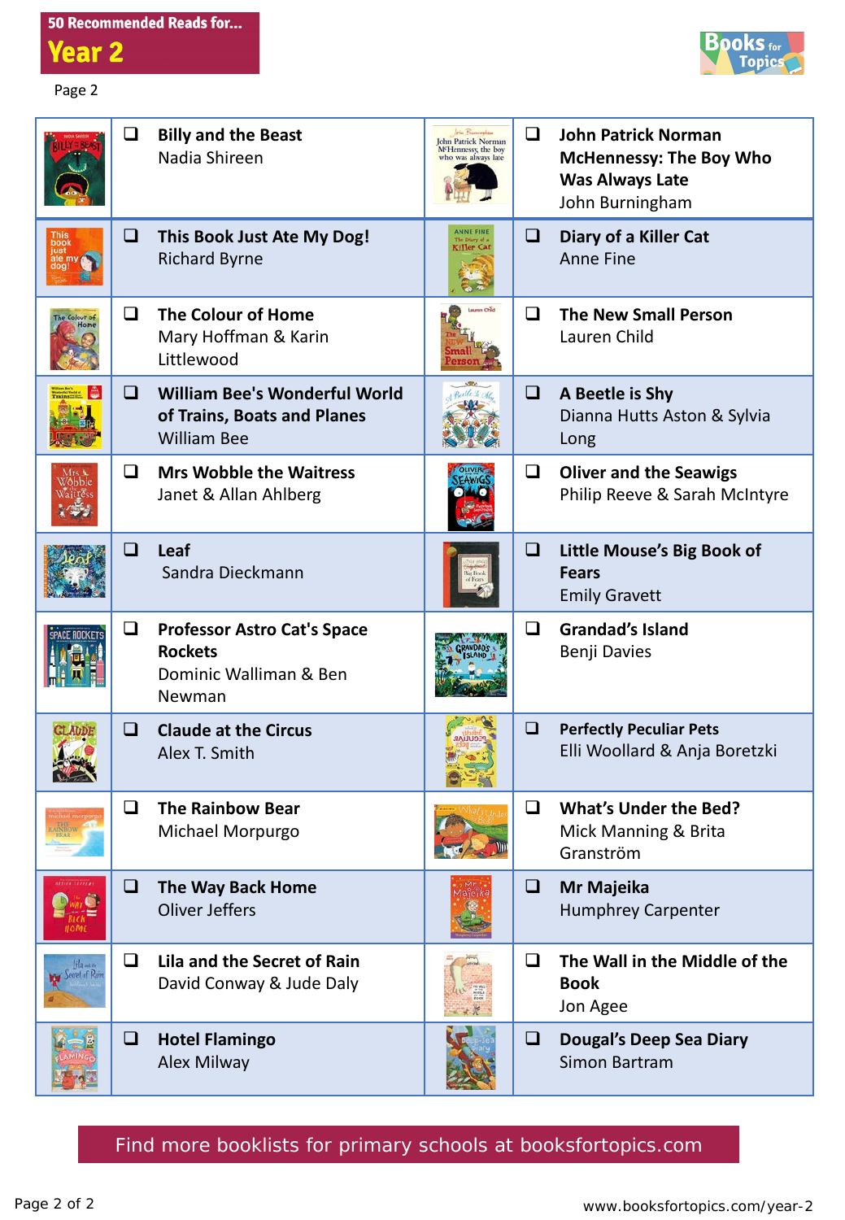# 50 Recommended Reads for...

## Year 2

Page 2

| | |
|---|---|
| ❑ **Billy and the Beast**<br>Nadia Shireen | ❑ **John Patrick Norman McHennessy: The Boy Who Was Always Late**<br>John Burningham |
| ❑ **This Book Just Ate My Dog!**<br>Richard Byrne | ❑ **Diary of a Killer Cat**<br>Anne Fine |
| ❑ **The Colour of Home**<br>Mary Hoffman & Karin Littlewood | ❑ **The New Small Person**<br>Lauren Child |
| ❑ **William Bee's Wonderful World of Trains, Boats and Planes**<br>William Bee | ❑ **A Beetle is Shy**<br>Dianna Hutts Aston & Sylvia Long |
| ❑ **Mrs Wobble the Waitress**<br>Janet & Allan Ahlberg | ❑ **Oliver and the Seawigs**<br>Philip Reeve & Sarah McIntyre |
| ❑ **Leaf**<br>Sandra Dieckmann | ❑ **Little Mouse's Big Book of Fears**<br>Emily Gravett |
| ❑ **Professor Astro Cat's Space Rockets**<br>Dominic Walliman & Ben Newman | ❑ **Grandad's Island**<br>Benji Davies |
| ❑ **Claude at the Circus**<br>Alex T. Smith | ❑ **Perfectly Peculiar Pets**<br>Elli Woollard & Anja Boretzki |
| ❑ **The Rainbow Bear**<br>Michael Morpurgo | ❑ **What's Under the Bed?**<br>Mick Manning & Brita Granström |
| ❑ **The Way Back Home**<br>Oliver Jeffers | ❑ **Mr Majeika**<br>Humphrey Carpenter |
| ❑ **Lila and the Secret of Rain**<br>David Conway & Jude Daly | ❑ **The Wall in the Middle of the Book**<br>Jon Agee |
| ❑ **Hotel Flamingo**<br>Alex Milway | ❑ **Dougal's Deep Sea Diary**<br>Simon Bartram |

Find more booklists for primary schools at booksfortopics.com

www.booksfortopics.com/year-2